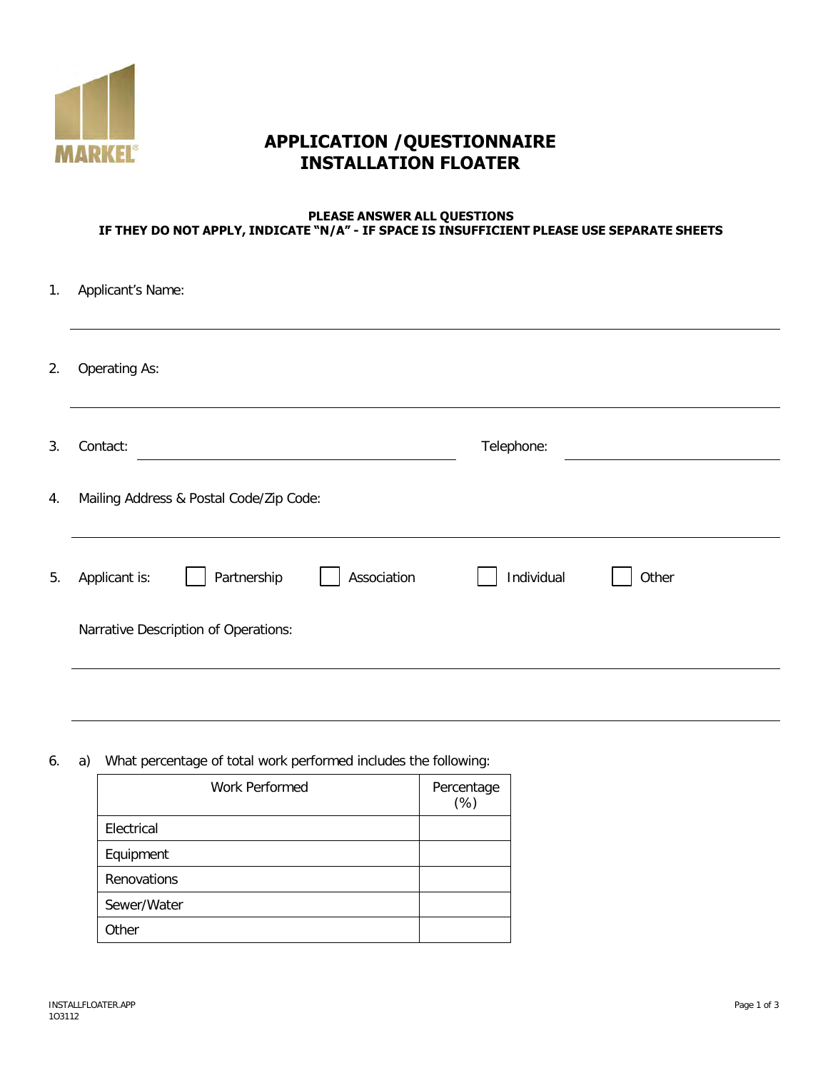MARKEL

# APPLICATION /QUESTIONNAIRE
# INSTALLATION FLOATER

**PLEASE ANSWER ALL QUESTIONS**
**IF THEY DO NOT APPLY, INDICATE "N/A" - IF SPACE IS INSUFFICIENT PLEASE USE SEPARATE SHEETS**

1. Applicant's Name: ______________________________

2. Operating As: ______________________________

3. Contact: ______________________________ Telephone: ______________________________

4. Mailing Address & Postal Code/Zip Code: ______________________________

5. Applicant is: ☐ Partnership ☐ Association ☐ Individual ☐ Other

   Narrative Description of Operations: ______________________________

6. a) What percentage of total work performed includes the following:

| Work Performed | Percentage (%) |
|---|---|
| Electrical | |
| Equipment | |
| Renovations | |
| Sewer/Water | |
| Other | |

INSTALLFLOATER.APP
1O3112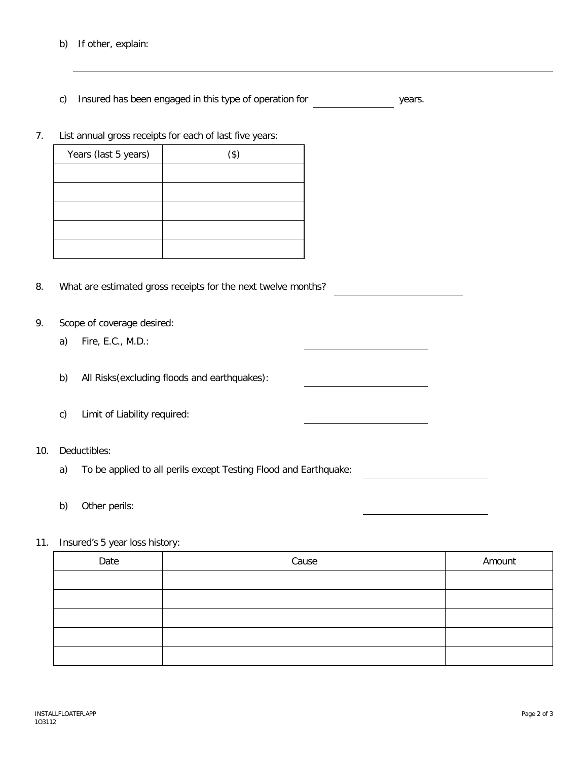b) If other, explain:

\_\_\_\_\_\_\_\_\_\_\_\_\_\_\_\_\_\_\_\_\_\_\_\_\_\_\_\_\_\_\_\_\_\_\_\_\_\_\_\_\_\_\_\_\_\_\_\_\_\_\_\_\_\_\_\_\_\_\_\_

c) Insured has been engaged in this type of operation for \_\_\_\_\_\_\_\_\_\_\_\_ years.

7. List annual gross receipts for each of last five years:

| Years (last 5 years) | ($) |
|---|---|
| | |
| | |
| | |
| | |
| | |

8. What are estimated gross receipts for the next twelve months? \_\_\_\_\_\_\_\_\_\_\_\_\_\_\_\_\_\_\_\_

9. Scope of coverage desired:

   a) Fire, E.C., M.D.: \_\_\_\_\_\_\_\_\_\_\_\_\_\_\_\_\_\_\_\_

   b) All Risks(excluding floods and earthquakes): \_\_\_\_\_\_\_\_\_\_\_\_\_\_\_\_\_\_\_\_

   c) Limit of Liability required: \_\_\_\_\_\_\_\_\_\_\_\_\_\_\_\_\_\_\_\_

10. Deductibles:

    a) To be applied to all perils except Testing Flood and Earthquake: \_\_\_\_\_\_\_\_\_\_\_\_\_\_\_\_\_\_\_\_

    b) Other perils: \_\_\_\_\_\_\_\_\_\_\_\_\_\_\_\_\_\_\_\_

11. Insured's 5 year loss history:

| Date | Cause | Amount |
|---|---|---|
| | | |
| | | |
| | | |
| | | |
| | | |

INSTALLFLOATER.APP
1O3112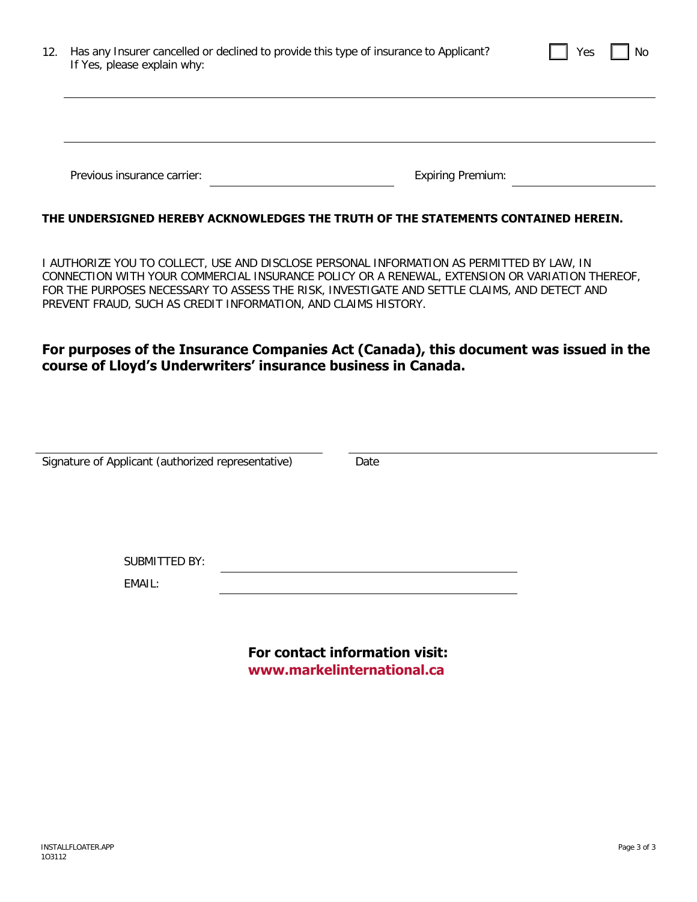12. Has any Insurer cancelled or declined to provide this type of insurance to Applicant? ☐ Yes ☐ No
    If Yes, please explain why:

______________________________________________________________________

______________________________________________________________________

Previous insurance carrier: ____________________ Expiring Premium: ____________________

**THE UNDERSIGNED HEREBY ACKNOWLEDGES THE TRUTH OF THE STATEMENTS CONTAINED HEREIN.**

I AUTHORIZE YOU TO COLLECT, USE AND DISCLOSE PERSONAL INFORMATION AS PERMITTED BY LAW, IN CONNECTION WITH YOUR COMMERCIAL INSURANCE POLICY OR A RENEWAL, EXTENSION OR VARIATION THEREOF, FOR THE PURPOSES NECESSARY TO ASSESS THE RISK, INVESTIGATE AND SETTLE CLAIMS, AND DETECT AND PREVENT FRAUD, SUCH AS CREDIT INFORMATION, AND CLAIMS HISTORY.

**For purposes of the Insurance Companies Act (Canada), this document was issued in the course of Lloyd's Underwriters' insurance business in Canada.**

______________________________ ______________________________

Signature of Applicant (authorized representative) Date

SUBMITTED BY: ______________________________

EMAIL: ______________________________

**For contact information visit:**
**www.markelinternational.ca**

INSTALLFLOATER.APP
1O3112